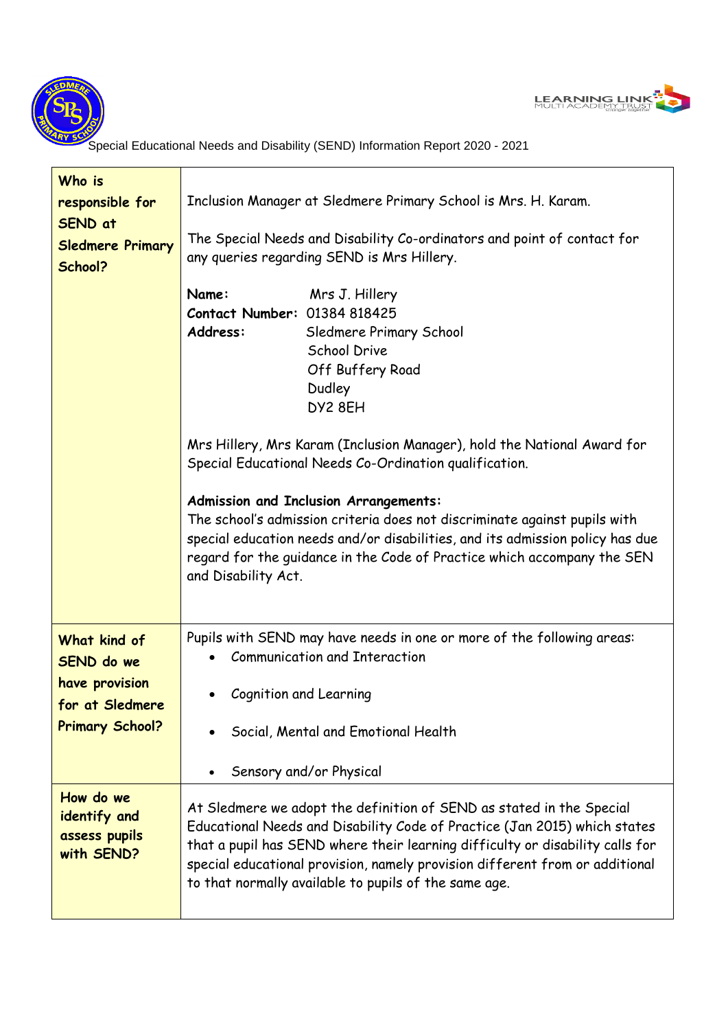Special Educational Needs and Disability (SEND) Information Report 2020 - 2021

| Who is responsible for SEND at Sledmere Primary School? | Inclusion Manager at Sledmere Primary School is Mrs. H. Karam.<br><br>The Special Needs and Disability Co-ordinators and point of contact for any queries regarding SEND is Mrs Hillery.<br><br>**Name:** Mrs J. Hillery<br>**Contact Number:** 01384 818425<br>**Address:** Sledmere Primary School<br>School Drive<br>Off Buffery Road<br>Dudley<br>DY2 8EH<br><br>Mrs Hillery, Mrs Karam (Inclusion Manager), hold the National Award for Special Educational Needs Co-Ordination qualification.<br><br>**Admission and Inclusion Arrangements:**<br>The school's admission criteria does not discriminate against pupils with special education needs and/or disabilities, and its admission policy has due regard for the guidance in the Code of Practice which accompany the SEN and Disability Act. |
|---|---|
| **What kind of SEND do we have provision for at Sledmere Primary School?** | Pupils with SEND may have needs in one or more of the following areas:<br>• Communication and Interaction<br>• Cognition and Learning<br>• Social, Mental and Emotional Health<br>• Sensory and/or Physical |
| **How do we identify and assess pupils with SEND?** | At Sledmere we adopt the definition of SEND as stated in the Special Educational Needs and Disability Code of Practice (Jan 2015) which states that a pupil has SEND where their learning difficulty or disability calls for special educational provision, namely provision different from or additional to that normally available to pupils of the same age. |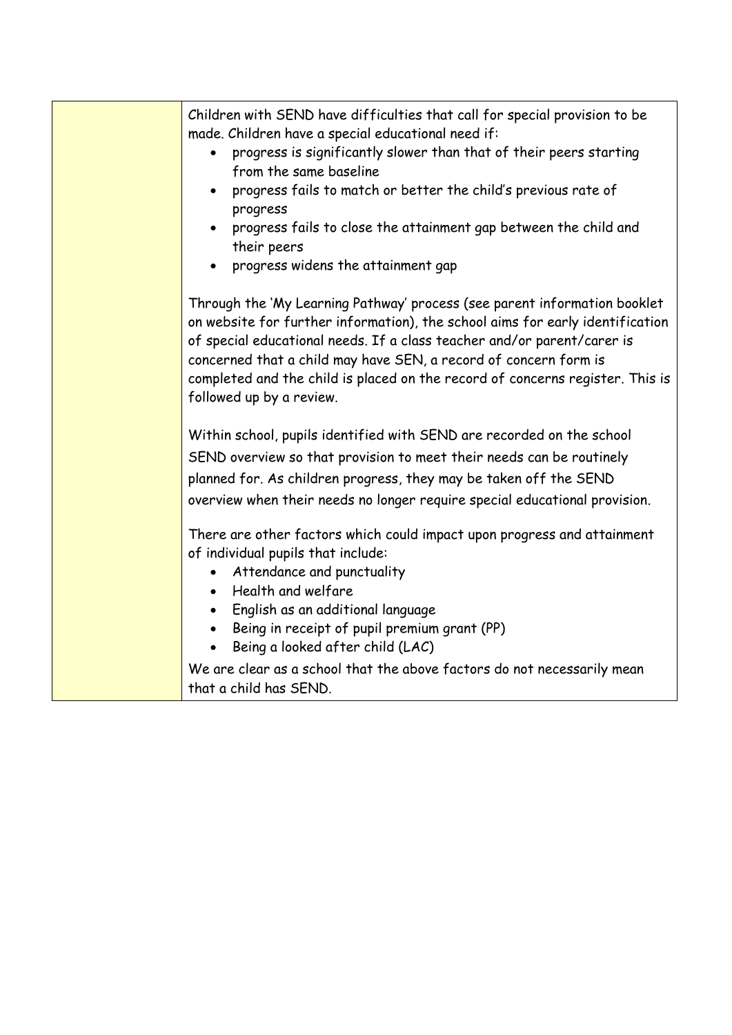Children with SEND have difficulties that call for special provision to be made. Children have a special educational need if:

- progress is significantly slower than that of their peers starting from the same baseline
- progress fails to match or better the child's previous rate of progress
- progress fails to close the attainment gap between the child and their peers
- progress widens the attainment gap

Through the 'My Learning Pathway' process (see parent information booklet on website for further information), the school aims for early identification of special educational needs. If a class teacher and/or parent/carer is concerned that a child may have SEN, a record of concern form is completed and the child is placed on the record of concerns register. This is followed up by a review.

Within school, pupils identified with SEND are recorded on the school SEND overview so that provision to meet their needs can be routinely planned for. As children progress, they may be taken off the SEND overview when their needs no longer require special educational provision.

There are other factors which could impact upon progress and attainment of individual pupils that include:

- Attendance and punctuality
- Health and welfare
- English as an additional language
- Being in receipt of pupil premium grant (PP)
- Being a looked after child (LAC)

We are clear as a school that the above factors do not necessarily mean that a child has SEND.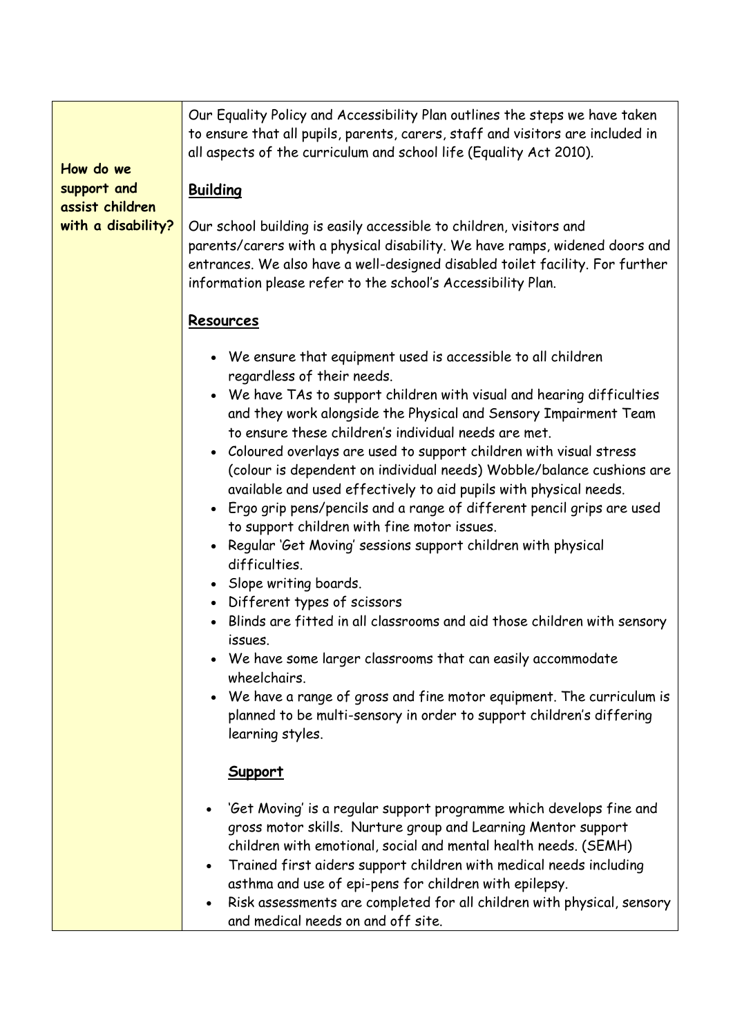| How do we support and assist children with a disability? | Our Equality Policy and Accessibility Plan outlines the steps we have taken to ensure that all pupils, parents, carers, staff and visitors are included in all aspects of the curriculum and school life (Equality Act 2010).<br><br>**Building**<br><br>Our school building is easily accessible to children, visitors and parents/carers with a physical disability. We have ramps, widened doors and entrances. We also have a well-designed disabled toilet facility. For further information please refer to the school's Accessibility Plan.<br><br>**Resources**<br><br>• We ensure that equipment used is accessible to all children regardless of their needs.<br>• We have TAs to support children with visual and hearing difficulties and they work alongside the Physical and Sensory Impairment Team to ensure these children's individual needs are met.<br>• Coloured overlays are used to support children with visual stress (colour is dependent on individual needs) Wobble/balance cushions are available and used effectively to aid pupils with physical needs.<br>• Ergo grip pens/pencils and a range of different pencil grips are used to support children with fine motor issues.<br>• Regular 'Get Moving' sessions support children with physical difficulties.<br>• Slope writing boards.<br>• Different types of scissors<br>• Blinds are fitted in all classrooms and aid those children with sensory issues.<br>• We have some larger classrooms that can easily accommodate wheelchairs.<br>• We have a range of gross and fine motor equipment. The curriculum is planned to be multi-sensory in order to support children's differing learning styles.<br><br>**Support**<br><br>• 'Get Moving' is a regular support programme which develops fine and gross motor skills. Nurture group and Learning Mentor support children with emotional, social and mental health needs. (SEMH)<br>• Trained first aiders support children with medical needs including asthma and use of epi-pens for children with epilepsy.<br>• Risk assessments are completed for all children with physical, sensory and medical needs on and off site. |
|---|---|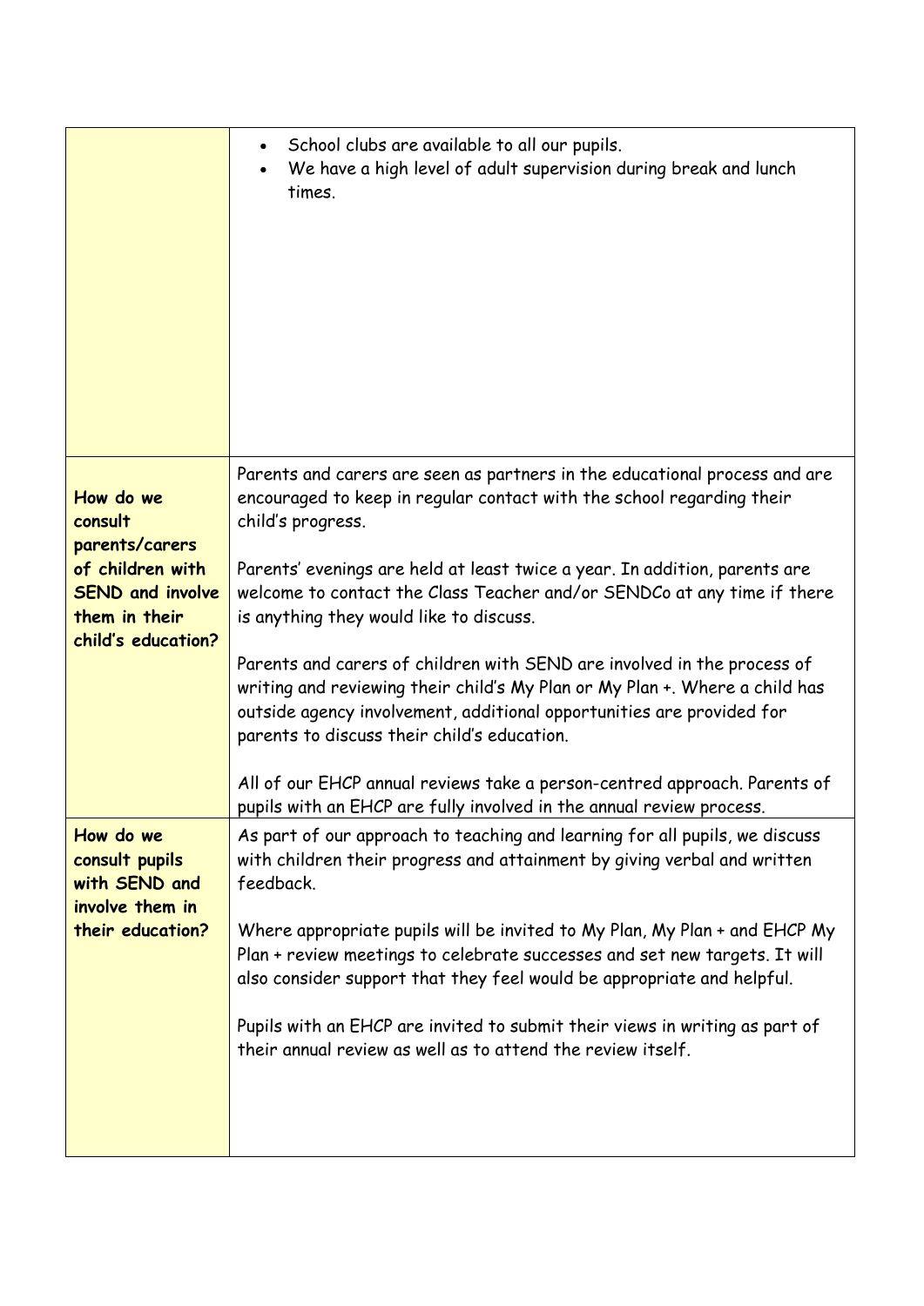| | |
|---|---|
| | • School clubs are available to all our pupils.<br>• We have a high level of adult supervision during break and lunch times. |
| **How do we consult parents/carers of children with SEND and involve them in their child's education?** | Parents and carers are seen as partners in the educational process and are encouraged to keep in regular contact with the school regarding their child's progress.<br><br>Parents' evenings are held at least twice a year. In addition, parents are welcome to contact the Class Teacher and/or SENDCo at any time if there is anything they would like to discuss.<br><br>Parents and carers of children with SEND are involved in the process of writing and reviewing their child's My Plan or My Plan +. Where a child has outside agency involvement, additional opportunities are provided for parents to discuss their child's education.<br><br>All of our EHCP annual reviews take a person-centred approach. Parents of pupils with an EHCP are fully involved in the annual review process. |
| **How do we consult pupils with SEND and involve them in their education?** | As part of our approach to teaching and learning for all pupils, we discuss with children their progress and attainment by giving verbal and written feedback.<br><br>Where appropriate pupils will be invited to My Plan, My Plan + and EHCP My Plan + review meetings to celebrate successes and set new targets. It will also consider support that they feel would be appropriate and helpful.<br><br>Pupils with an EHCP are invited to submit their views in writing as part of their annual review as well as to attend the review itself. |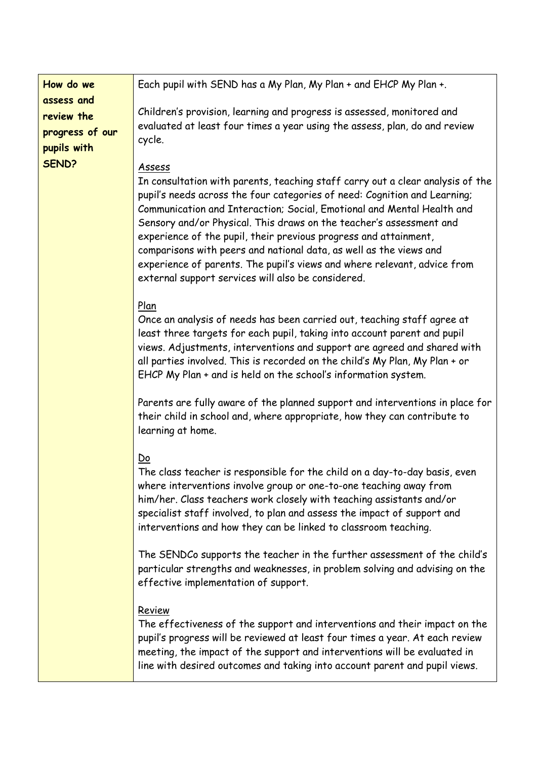| How do we assess and review the progress of our pupils with SEND? | Each pupil with SEND has a My Plan, My Plan + and EHCP My Plan +.<br><br>Children's provision, learning and progress is assessed, monitored and evaluated at least four times a year using the assess, plan, do and review cycle.<br><br><u>Assess</u><br>In consultation with parents, teaching staff carry out a clear analysis of the pupil's needs across the four categories of need: Cognition and Learning; Communication and Interaction; Social, Emotional and Mental Health and Sensory and/or Physical. This draws on the teacher's assessment and experience of the pupil, their previous progress and attainment, comparisons with peers and national data, as well as the views and experience of parents. The pupil's views and where relevant, advice from external support services will also be considered.<br><br><u>Plan</u><br>Once an analysis of needs has been carried out, teaching staff agree at least three targets for each pupil, taking into account parent and pupil views. Adjustments, interventions and support are agreed and shared with all parties involved. This is recorded on the child's My Plan, My Plan + or EHCP My Plan + and is held on the school's information system.<br><br>Parents are fully aware of the planned support and interventions in place for their child in school and, where appropriate, how they can contribute to learning at home.<br><br><u>Do</u><br>The class teacher is responsible for the child on a day-to-day basis, even where interventions involve group or one-to-one teaching away from him/her. Class teachers work closely with teaching assistants and/or specialist staff involved, to plan and assess the impact of support and interventions and how they can be linked to classroom teaching.<br><br>The SENDCo supports the teacher in the further assessment of the child's particular strengths and weaknesses, in problem solving and advising on the effective implementation of support.<br><br><u>Review</u><br>The effectiveness of the support and interventions and their impact on the pupil's progress will be reviewed at least four times a year. At each review meeting, the impact of the support and interventions will be evaluated in line with desired outcomes and taking into account parent and pupil views. |
|---|---|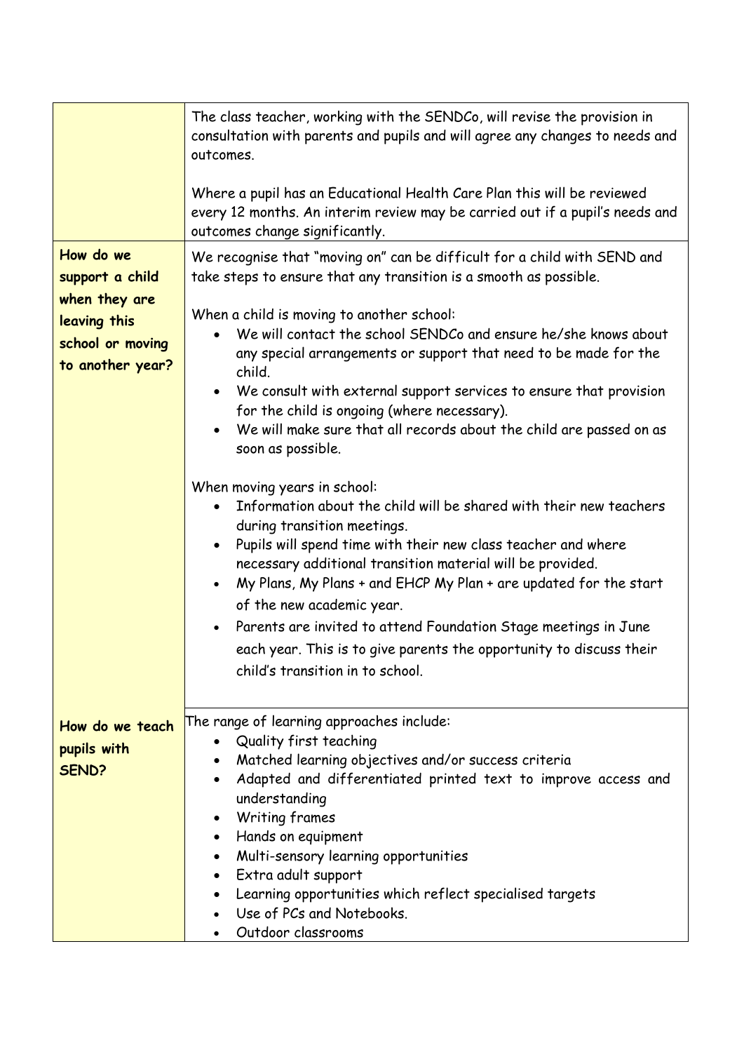| | |
|---|---|
| | The class teacher, working with the SENDCo, will revise the provision in consultation with parents and pupils and will agree any changes to needs and outcomes.<br><br>Where a pupil has an Educational Health Care Plan this will be reviewed every 12 months. An interim review may be carried out if a pupil's needs and outcomes change significantly. |
| **How do we support a child when they are leaving this school or moving to another year?** | We recognise that "moving on" can be difficult for a child with SEND and take steps to ensure that any transition is a smooth as possible.<br><br>When a child is moving to another school:<br>• We will contact the school SENDCo and ensure he/she knows about any special arrangements or support that need to be made for the child.<br>• We consult with external support services to ensure that provision for the child is ongoing (where necessary).<br>• We will make sure that all records about the child are passed on as soon as possible.<br><br>When moving years in school:<br>• Information about the child will be shared with their new teachers during transition meetings.<br>• Pupils will spend time with their new class teacher and where necessary additional transition material will be provided.<br>• My Plans, My Plans + and EHCP My Plan + are updated for the start of the new academic year.<br>• Parents are invited to attend Foundation Stage meetings in June each year. This is to give parents the opportunity to discuss their child's transition in to school. |
| **How do we teach pupils with SEND?** | The range of learning approaches include:<br>• Quality first teaching<br>• Matched learning objectives and/or success criteria<br>• Adapted and differentiated printed text to improve access and understanding<br>• Writing frames<br>• Hands on equipment<br>• Multi-sensory learning opportunities<br>• Extra adult support<br>• Learning opportunities which reflect specialised targets<br>• Use of PCs and Notebooks.<br>• Outdoor classrooms |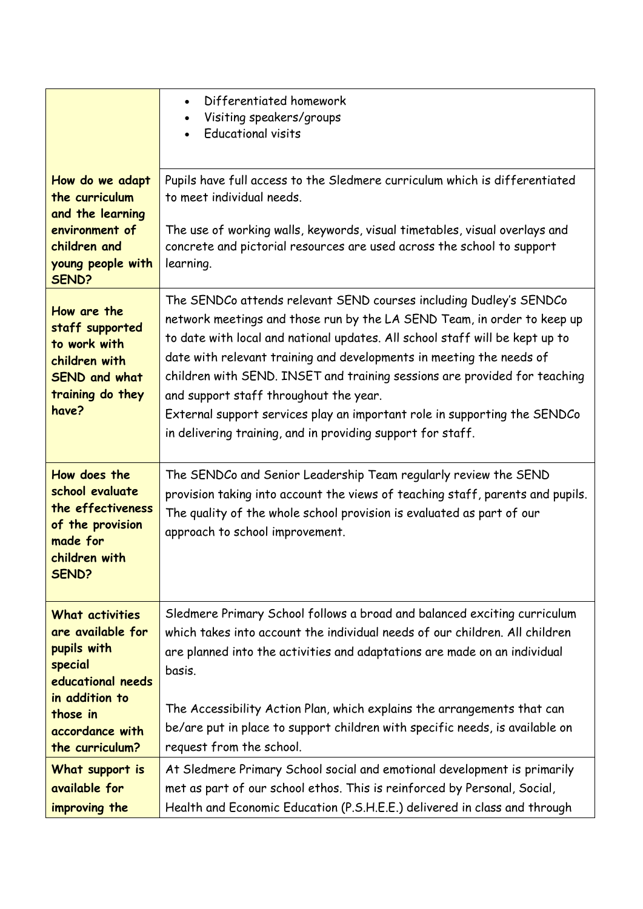| | |
|---|---|
| | • Differentiated homework<br>• Visiting speakers/groups<br>• Educational visits |
| **How do we adapt the curriculum and the learning environment of children and young people with SEND?** | Pupils have full access to the Sledmere curriculum which is differentiated to meet individual needs.<br><br>The use of working walls, keywords, visual timetables, visual overlays and concrete and pictorial resources are used across the school to support learning. |
| **How are the staff supported to work with children with SEND and what training do they have?** | The SENDCo attends relevant SEND courses including Dudley's SENDCo network meetings and those run by the LA SEND Team, in order to keep up to date with local and national updates. All school staff will be kept up to date with relevant training and developments in meeting the needs of children with SEND. INSET and training sessions are provided for teaching and support staff throughout the year.<br>External support services play an important role in supporting the SENDCo in delivering training, and in providing support for staff. |
| **How does the school evaluate the effectiveness of the provision made for children with SEND?** | The SENDCo and Senior Leadership Team regularly review the SEND provision taking into account the views of teaching staff, parents and pupils. The quality of the whole school provision is evaluated as part of our approach to school improvement. |
| **What activities are available for pupils with special educational needs in addition to those in accordance with the curriculum?** | Sledmere Primary School follows a broad and balanced exciting curriculum which takes into account the individual needs of our children. All children are planned into the activities and adaptations are made on an individual basis.<br><br>The Accessibility Action Plan, which explains the arrangements that can be/are put in place to support children with specific needs, is available on request from the school. |
| **What support is available for improving the** | At Sledmere Primary School social and emotional development is primarily met as part of our school ethos. This is reinforced by Personal, Social, Health and Economic Education (P.S.H.E.E.) delivered in class and through |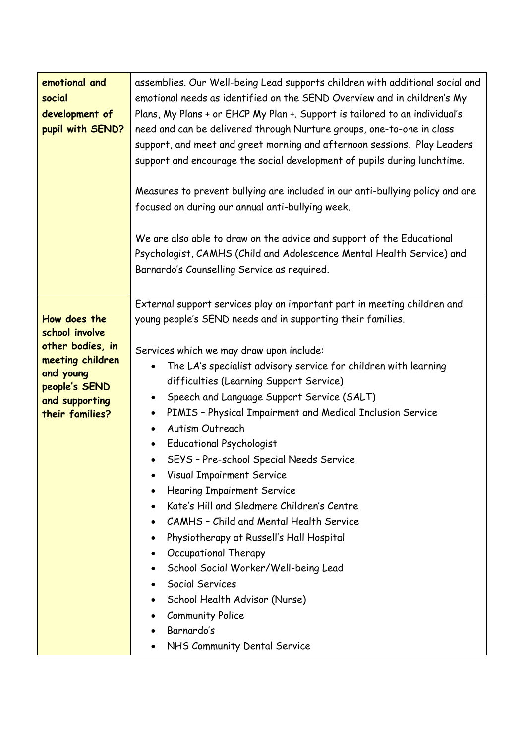| **emotional and social development of pupil with SEND?** | assemblies. Our Well-being Lead supports children with additional social and emotional needs as identified on the SEND Overview and in children's My Plans, My Plans + or EHCP My Plan +. Support is tailored to an individual's need and can be delivered through Nurture groups, one-to-one in class support, and meet and greet morning and afternoon sessions. Play Leaders support and encourage the social development of pupils during lunchtime.<br><br>Measures to prevent bullying are included in our anti-bullying policy and are focused on during our annual anti-bullying week.<br><br>We are also able to draw on the advice and support of the Educational Psychologist, CAMHS (Child and Adolescence Mental Health Service) and Barnardo's Counselling Service as required. |
|---|---|
| **How does the school involve other bodies, in meeting children and young people's SEND and supporting their families?** | External support services play an important part in meeting children and young people's SEND needs and in supporting their families.<br><br>Services which we may draw upon include:<br>• The LA's specialist advisory service for children with learning difficulties (Learning Support Service)<br>• Speech and Language Support Service (SALT)<br>• PIMIS – Physical Impairment and Medical Inclusion Service<br>• Autism Outreach<br>• Educational Psychologist<br>• SEYS – Pre-school Special Needs Service<br>• Visual Impairment Service<br>• Hearing Impairment Service<br>• Kate's Hill and Sledmere Children's Centre<br>• CAMHS – Child and Mental Health Service<br>• Physiotherapy at Russell's Hall Hospital<br>• Occupational Therapy<br>• School Social Worker/Well-being Lead<br>• Social Services<br>• School Health Advisor (Nurse)<br>• Community Police<br>• Barnardo's<br>• NHS Community Dental Service |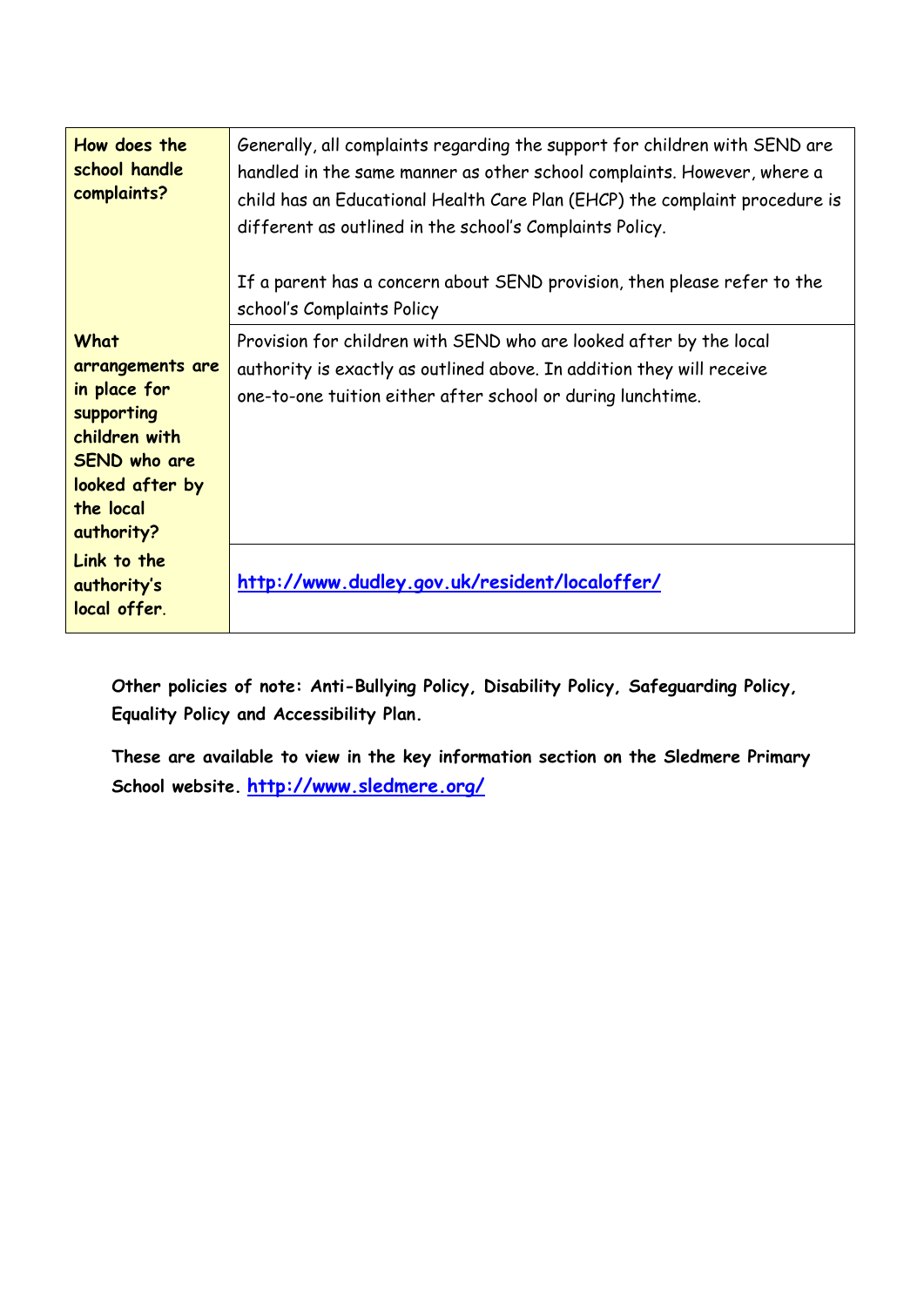| | |
|---|---|
| **How does the school handle complaints?** | Generally, all complaints regarding the support for children with SEND are handled in the same manner as other school complaints. However, where a child has an Educational Health Care Plan (EHCP) the complaint procedure is different as outlined in the school's Complaints Policy.<br><br>If a parent has a concern about SEND provision, then please refer to the school's Complaints Policy |
| **What arrangements are in place for supporting children with SEND who are looked after by the local authority?** | Provision for children with SEND who are looked after by the local authority is exactly as outlined above. In addition they will receive one-to-one tuition either after school or during lunchtime. |
| **Link to the authority's local offer.** | **http://www.dudley.gov.uk/resident/localoffer/** |

**Other policies of note: Anti-Bullying Policy, Disability Policy, Safeguarding Policy, Equality Policy and Accessibility Plan.**

**These are available to view in the key information section on the Sledmere Primary School website. http://www.sledmere.org/**